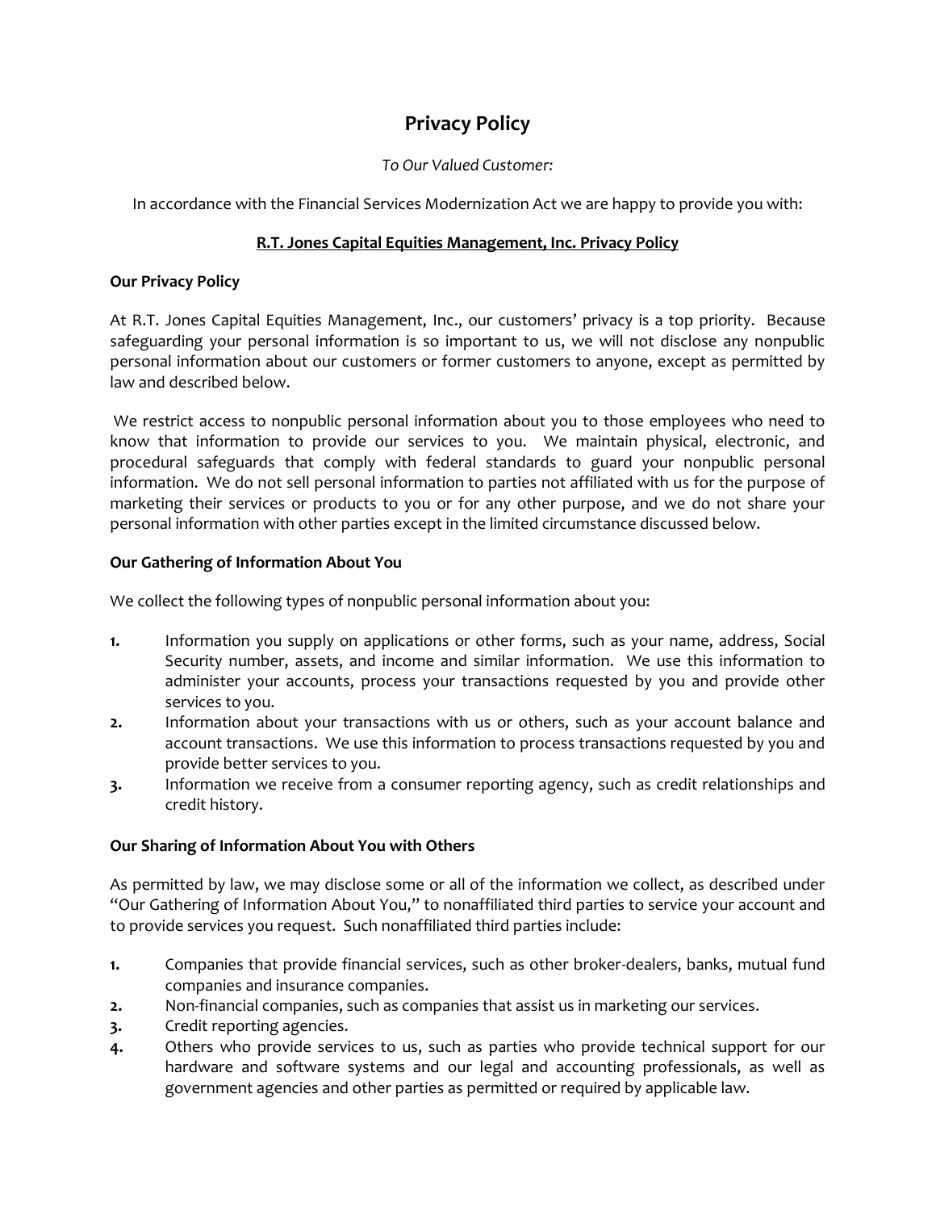# Privacy Policy

*To Our Valued Customer:*

In accordance with the Financial Services Modernization Act we are happy to provide you with:

**R.T. Jones Capital Equities Management, Inc. Privacy Policy**

### Our Privacy Policy

At R.T. Jones Capital Equities Management, Inc., our customers' privacy is a top priority. Because safeguarding your personal information is so important to us, we will not disclose any nonpublic personal information about our customers or former customers to anyone, except as permitted by law and described below.

We restrict access to nonpublic personal information about you to those employees who need to know that information to provide our services to you. We maintain physical, electronic, and procedural safeguards that comply with federal standards to guard your nonpublic personal information. We do not sell personal information to parties not affiliated with us for the purpose of marketing their services or products to you or for any other purpose, and we do not share your personal information with other parties except in the limited circumstance discussed below.

### Our Gathering of Information About You

We collect the following types of nonpublic personal information about you:

1. Information you supply on applications or other forms, such as your name, address, Social Security number, assets, and income and similar information. We use this information to administer your accounts, process your transactions requested by you and provide other services to you.
2. Information about your transactions with us or others, such as your account balance and account transactions. We use this information to process transactions requested by you and provide better services to you.
3. Information we receive from a consumer reporting agency, such as credit relationships and credit history.

### Our Sharing of Information About You with Others

As permitted by law, we may disclose some or all of the information we collect, as described under "Our Gathering of Information About You," to nonaffiliated third parties to service your account and to provide services you request. Such nonaffiliated third parties include:

1. Companies that provide financial services, such as other broker-dealers, banks, mutual fund companies and insurance companies.
2. Non-financial companies, such as companies that assist us in marketing our services.
3. Credit reporting agencies.
4. Others who provide services to us, such as parties who provide technical support for our hardware and software systems and our legal and accounting professionals, as well as government agencies and other parties as permitted or required by applicable law.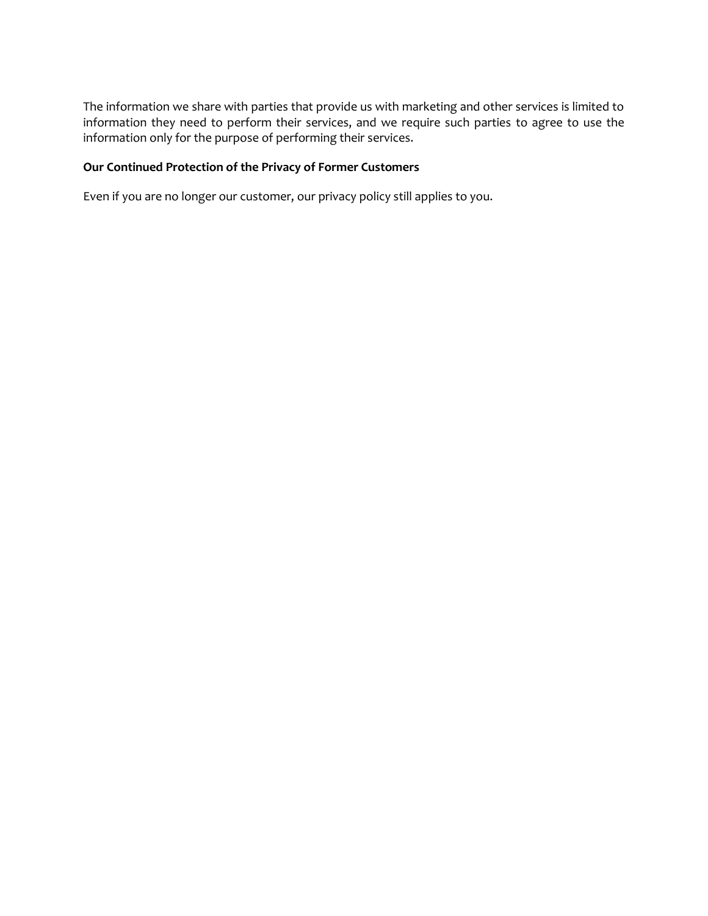The information we share with parties that provide us with marketing and other services is limited to information they need to perform their services, and we require such parties to agree to use the information only for the purpose of performing their services.

**Our Continued Protection of the Privacy of Former Customers**

Even if you are no longer our customer, our privacy policy still applies to you.